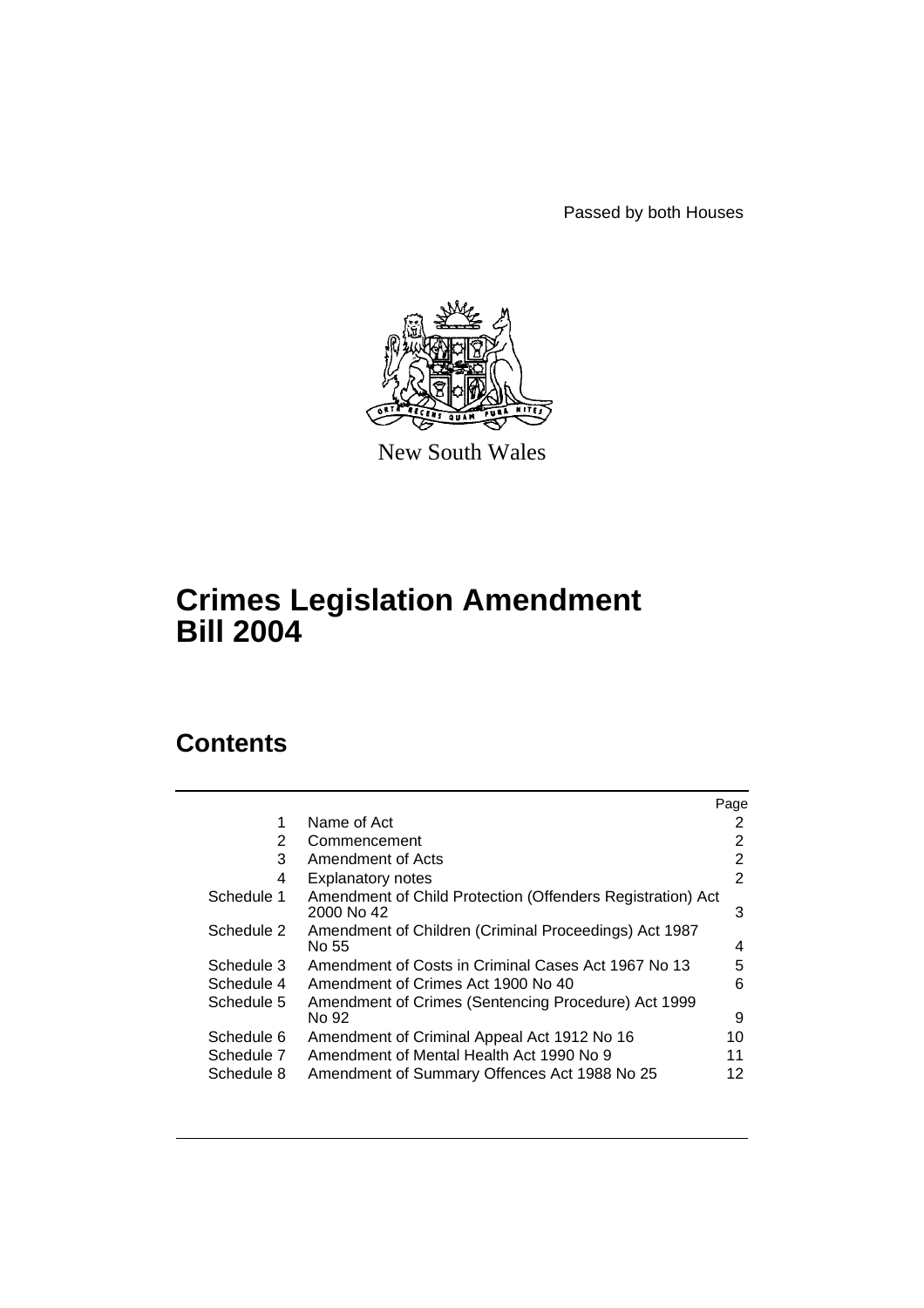Passed by both Houses

New South Wales

# Crimes Legislation Amendment Bill 2004

## Contents

| | | Page |
|---|---|---|
| 1 | Name of Act | 2 |
| 2 | Commencement | 2 |
| 3 | Amendment of Acts | 2 |
| 4 | Explanatory notes | 2 |
| Schedule 1 | Amendment of Child Protection (Offenders Registration) Act 2000 No 42 | 3 |
| Schedule 2 | Amendment of Children (Criminal Proceedings) Act 1987 No 55 | 4 |
| Schedule 3 | Amendment of Costs in Criminal Cases Act 1967 No 13 | 5 |
| Schedule 4 | Amendment of Crimes Act 1900 No 40 | 6 |
| Schedule 5 | Amendment of Crimes (Sentencing Procedure) Act 1999 No 92 | 9 |
| Schedule 6 | Amendment of Criminal Appeal Act 1912 No 16 | 10 |
| Schedule 7 | Amendment of Mental Health Act 1990 No 9 | 11 |
| Schedule 8 | Amendment of Summary Offences Act 1988 No 25 | 12 |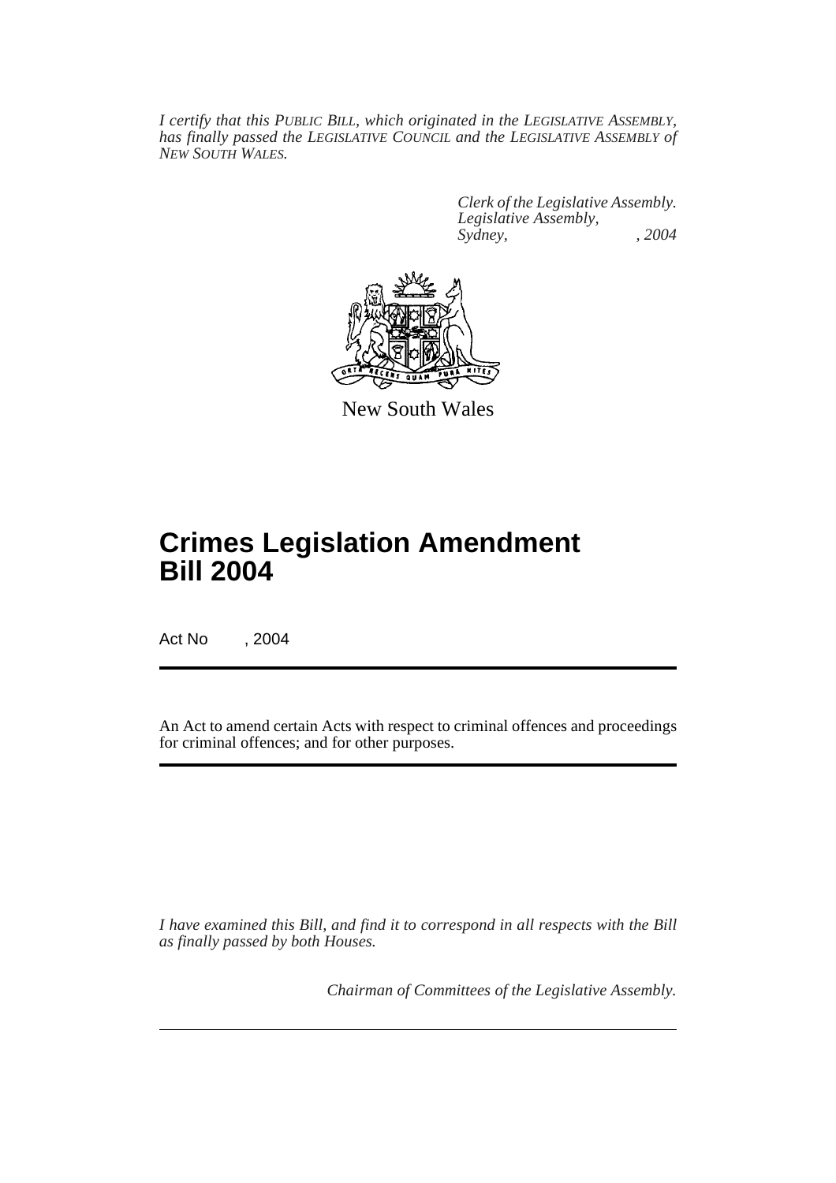*I certify that this PUBLIC BILL, which originated in the LEGISLATIVE ASSEMBLY, has finally passed the LEGISLATIVE COUNCIL and the LEGISLATIVE ASSEMBLY of NEW SOUTH WALES.*

*Clerk of the Legislative Assembly.*
*Legislative Assembly,*
*Sydney, , 2004*

New South Wales

# Crimes Legislation Amendment Bill 2004

Act No , 2004

An Act to amend certain Acts with respect to criminal offences and proceedings for criminal offences; and for other purposes.

*I have examined this Bill, and find it to correspond in all respects with the Bill as finally passed by both Houses.*

*Chairman of Committees of the Legislative Assembly.*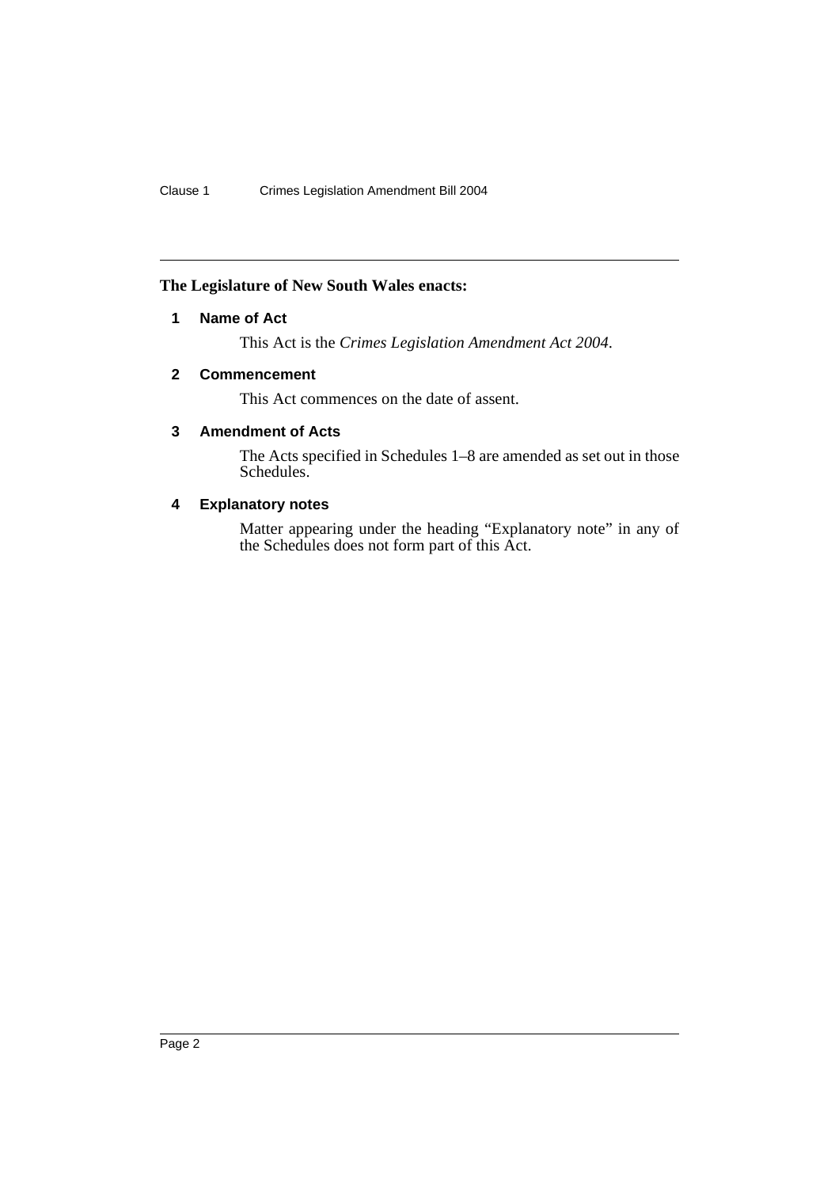**The Legislature of New South Wales enacts:**

## 1 Name of Act

This Act is the *Crimes Legislation Amendment Act 2004*.

## 2 Commencement

This Act commences on the date of assent.

## 3 Amendment of Acts

The Acts specified in Schedules 1–8 are amended as set out in those Schedules.

## 4 Explanatory notes

Matter appearing under the heading "Explanatory note" in any of the Schedules does not form part of this Act.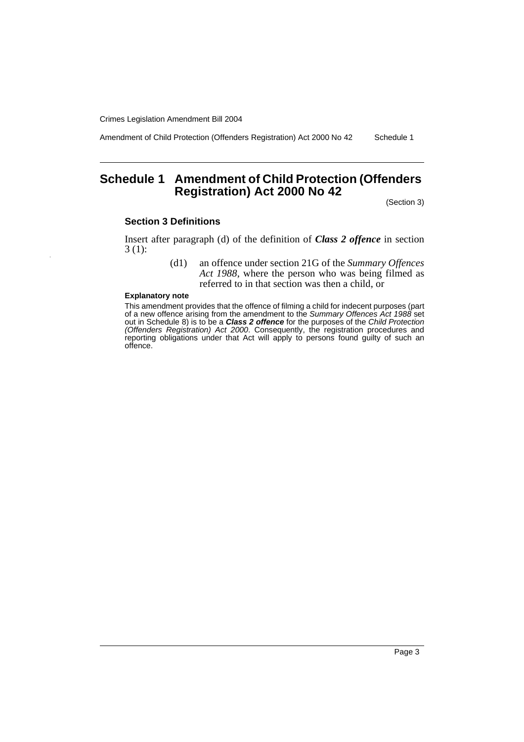# Schedule 1 Amendment of Child Protection (Offenders Registration) Act 2000 No 42

(Section 3)

### Section 3 Definitions

Insert after paragraph (d) of the definition of ***Class 2 offence*** in section 3 (1):

> (d1) an offence under section 21G of the *Summary Offences Act 1988*, where the person who was being filmed as referred to in that section was then a child, or

#### Explanatory note

This amendment provides that the offence of filming a child for indecent purposes (part of a new offence arising from the amendment to the *Summary Offences Act 1988* set out in Schedule 8) is to be a ***Class 2 offence*** for the purposes of the *Child Protection (Offenders Registration) Act 2000*. Consequently, the registration procedures and reporting obligations under that Act will apply to persons found guilty of such an offence.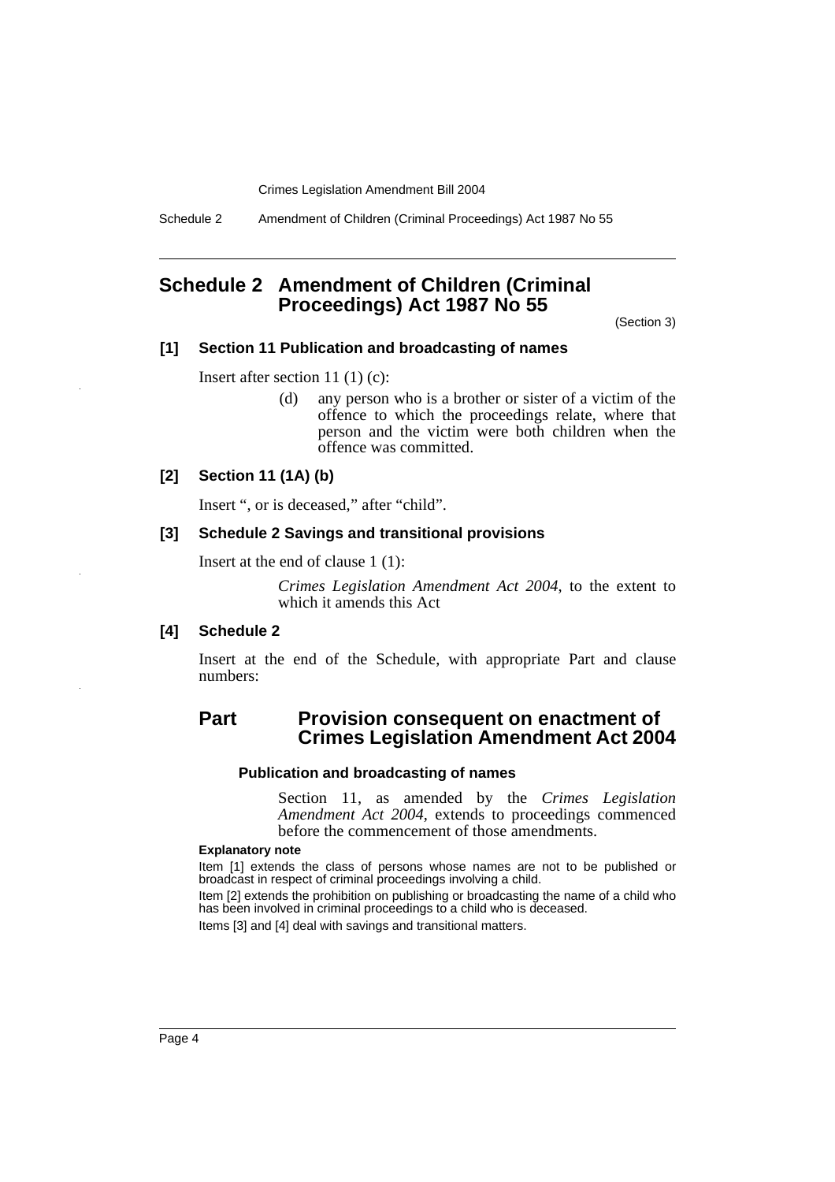# Schedule 2 Amendment of Children (Criminal Proceedings) Act 1987 No 55

(Section 3)

### [1] Section 11 Publication and broadcasting of names

Insert after section 11 (1) (c):

> (d) any person who is a brother or sister of a victim of the offence to which the proceedings relate, where that person and the victim were both children when the offence was committed.

### [2] Section 11 (1A) (b)

Insert ", or is deceased," after "child".

### [3] Schedule 2 Savings and transitional provisions

Insert at the end of clause 1 (1):

> *Crimes Legislation Amendment Act 2004*, to the extent to which it amends this Act

### [4] Schedule 2

Insert at the end of the Schedule, with appropriate Part and clause numbers:

## Part Provision consequent on enactment of Crimes Legislation Amendment Act 2004

#### Publication and broadcasting of names

Section 11, as amended by the *Crimes Legislation Amendment Act 2004*, extends to proceedings commenced before the commencement of those amendments.

**Explanatory note**

Item [1] extends the class of persons whose names are not to be published or broadcast in respect of criminal proceedings involving a child.

Item [2] extends the prohibition on publishing or broadcasting the name of a child who has been involved in criminal proceedings to a child who is deceased.

Items [3] and [4] deal with savings and transitional matters.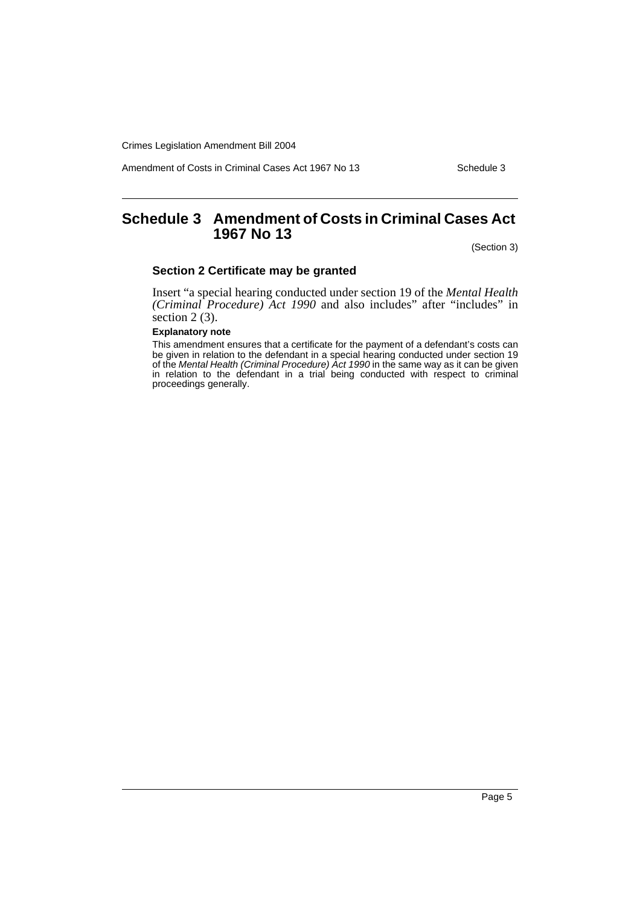# Schedule 3 Amendment of Costs in Criminal Cases Act 1967 No 13

(Section 3)

### Section 2 Certificate may be granted

Insert "a special hearing conducted under section 19 of the *Mental Health (Criminal Procedure) Act 1990* and also includes" after "includes" in section 2 (3).

**Explanatory note**

This amendment ensures that a certificate for the payment of a defendant's costs can be given in relation to the defendant in a special hearing conducted under section 19 of the *Mental Health (Criminal Procedure) Act 1990* in the same way as it can be given in relation to the defendant in a trial being conducted with respect to criminal proceedings generally.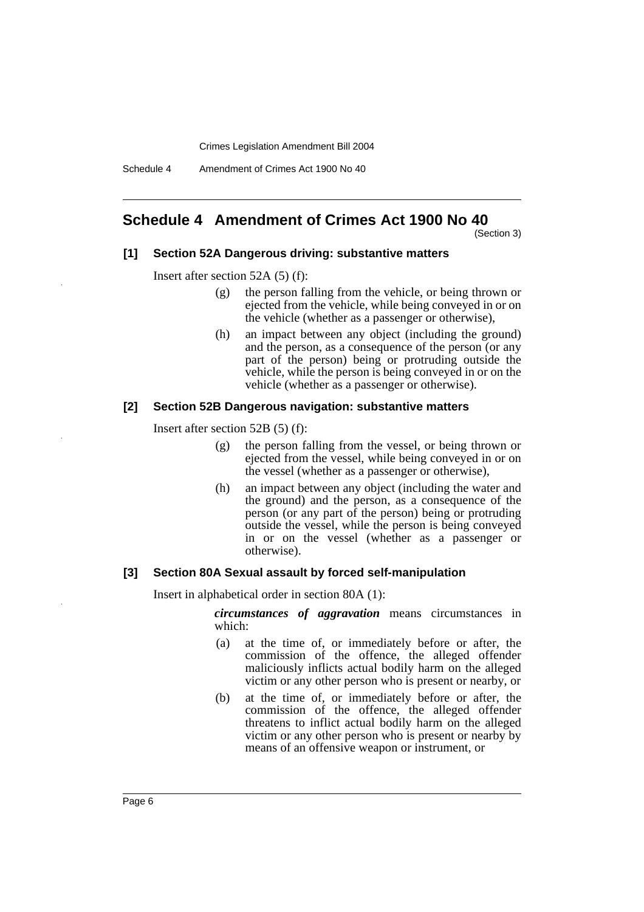## Schedule 4 Amendment of Crimes Act 1900 No 40

(Section 3)

**[1] Section 52A Dangerous driving: substantive matters**

Insert after section 52A (5) (f):

> (g) the person falling from the vehicle, or being thrown or ejected from the vehicle, while being conveyed in or on the vehicle (whether as a passenger or otherwise),
>
> (h) an impact between any object (including the ground) and the person, as a consequence of the person (or any part of the person) being or protruding outside the vehicle, while the person is being conveyed in or on the vehicle (whether as a passenger or otherwise).

**[2] Section 52B Dangerous navigation: substantive matters**

Insert after section 52B (5) (f):

> (g) the person falling from the vessel, or being thrown or ejected from the vessel, while being conveyed in or on the vessel (whether as a passenger or otherwise),
>
> (h) an impact between any object (including the water and the ground) and the person, as a consequence of the person (or any part of the person) being or protruding outside the vessel, while the person is being conveyed in or on the vessel (whether as a passenger or otherwise).

**[3] Section 80A Sexual assault by forced self-manipulation**

Insert in alphabetical order in section 80A (1):

> ***circumstances of aggravation*** means circumstances in which:
>
> (a) at the time of, or immediately before or after, the commission of the offence, the alleged offender maliciously inflicts actual bodily harm on the alleged victim or any other person who is present or nearby, or
>
> (b) at the time of, or immediately before or after, the commission of the offence, the alleged offender threatens to inflict actual bodily harm on the alleged victim or any other person who is present or nearby by means of an offensive weapon or instrument, or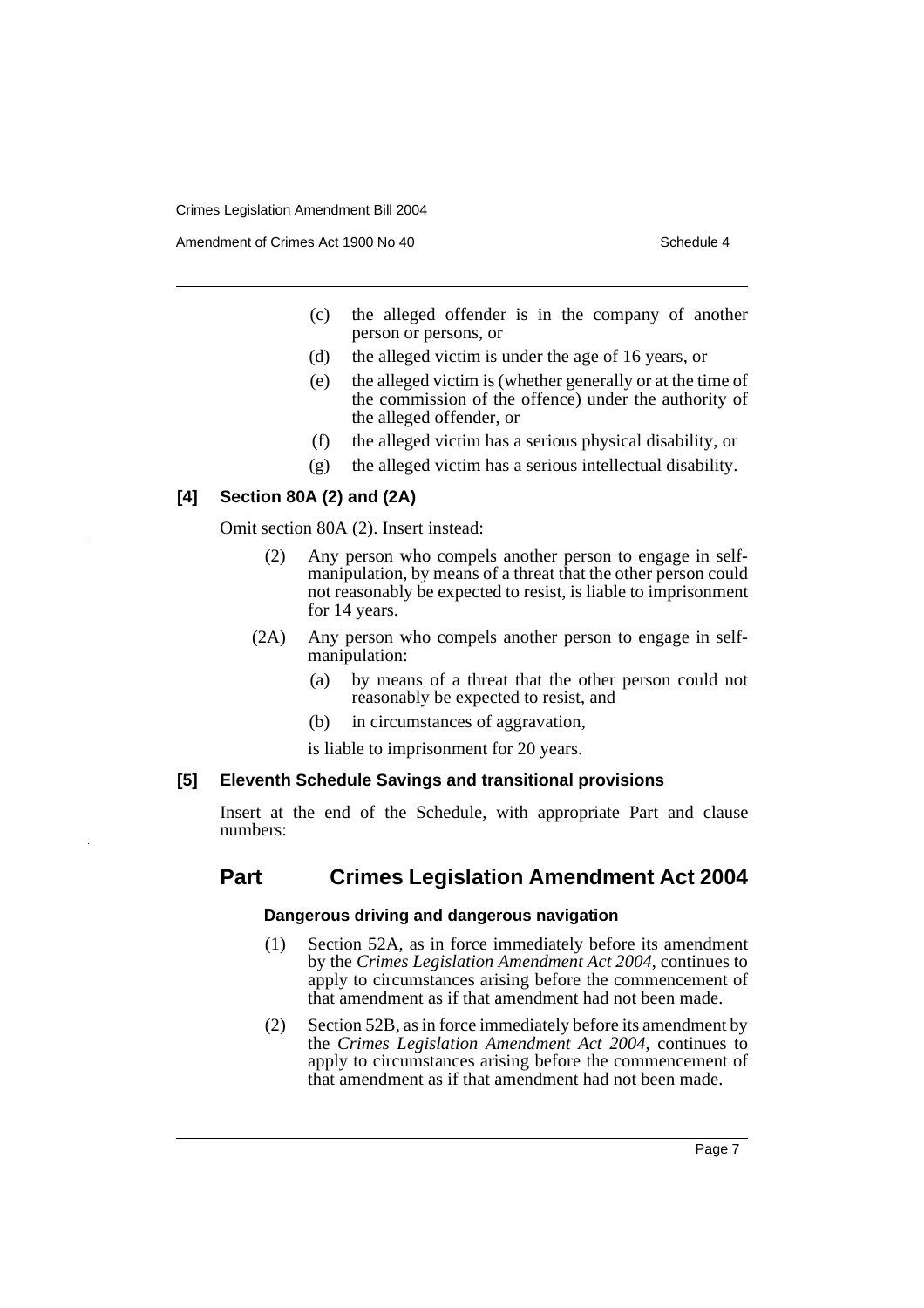(c) the alleged offender is in the company of another person or persons, or

(d) the alleged victim is under the age of 16 years, or

(e) the alleged victim is (whether generally or at the time of the commission of the offence) under the authority of the alleged offender, or

(f) the alleged victim has a serious physical disability, or

(g) the alleged victim has a serious intellectual disability.

#### [4] Section 80A (2) and (2A)

Omit section 80A (2). Insert instead:

(2) Any person who compels another person to engage in self-manipulation, by means of a threat that the other person could not reasonably be expected to resist, is liable to imprisonment for 14 years.

(2A) Any person who compels another person to engage in self-manipulation:

(a) by means of a threat that the other person could not reasonably be expected to resist, and

(b) in circumstances of aggravation,

is liable to imprisonment for 20 years.

#### [5] Eleventh Schedule Savings and transitional provisions

Insert at the end of the Schedule, with appropriate Part and clause numbers:

## Part Crimes Legislation Amendment Act 2004

#### Dangerous driving and dangerous navigation

(1) Section 52A, as in force immediately before its amendment by the *Crimes Legislation Amendment Act 2004*, continues to apply to circumstances arising before the commencement of that amendment as if that amendment had not been made.

(2) Section 52B, as in force immediately before its amendment by the *Crimes Legislation Amendment Act 2004*, continues to apply to circumstances arising before the commencement of that amendment as if that amendment had not been made.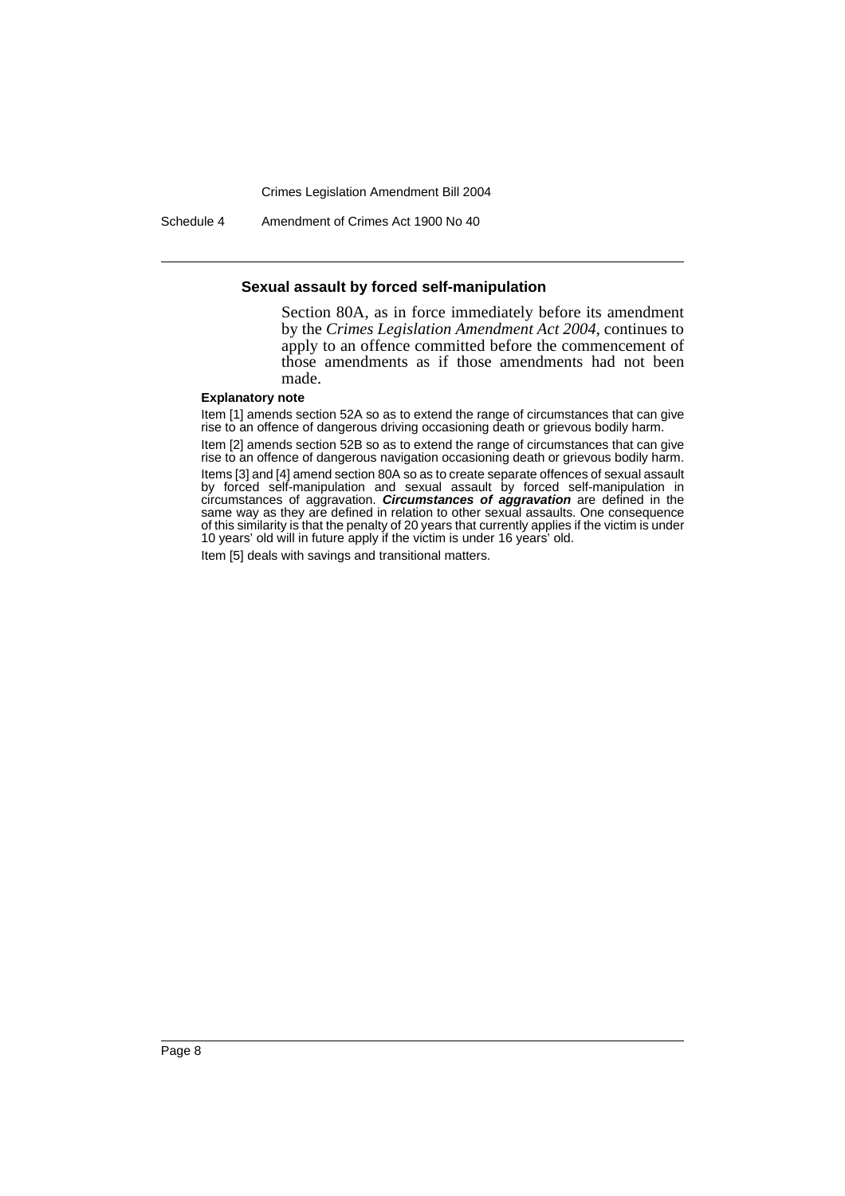**Sexual assault by forced self-manipulation**

Section 80A, as in force immediately before its amendment by the *Crimes Legislation Amendment Act 2004*, continues to apply to an offence committed before the commencement of those amendments as if those amendments had not been made.

**Explanatory note**

Item [1] amends section 52A so as to extend the range of circumstances that can give rise to an offence of dangerous driving occasioning death or grievous bodily harm.

Item [2] amends section 52B so as to extend the range of circumstances that can give rise to an offence of dangerous navigation occasioning death or grievous bodily harm.

Items [3] and [4] amend section 80A so as to create separate offences of sexual assault by forced self-manipulation and sexual assault by forced self-manipulation in circumstances of aggravation. ***Circumstances of aggravation*** are defined in the same way as they are defined in relation to other sexual assaults. One consequence of this similarity is that the penalty of 20 years that currently applies if the victim is under 10 years' old will in future apply if the victim is under 16 years' old.

Item [5] deals with savings and transitional matters.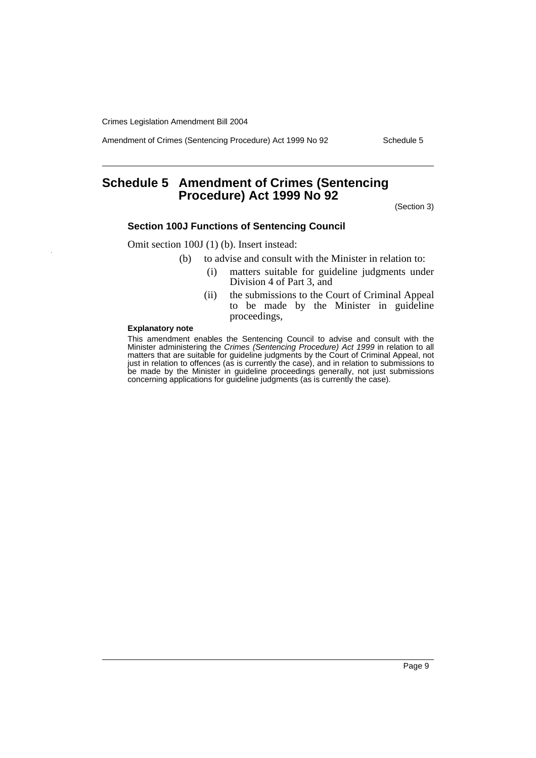# Schedule 5 Amendment of Crimes (Sentencing Procedure) Act 1999 No 92

(Section 3)

### Section 100J Functions of Sentencing Council

Omit section 100J (1) (b). Insert instead:

- (b) to advise and consult with the Minister in relation to:
  - (i) matters suitable for guideline judgments under Division 4 of Part 3, and
  - (ii) the submissions to the Court of Criminal Appeal to be made by the Minister in guideline proceedings,

**Explanatory note**

This amendment enables the Sentencing Council to advise and consult with the Minister administering the *Crimes (Sentencing Procedure) Act 1999* in relation to all matters that are suitable for guideline judgments by the Court of Criminal Appeal, not just in relation to offences (as is currently the case), and in relation to submissions to be made by the Minister in guideline proceedings generally, not just submissions concerning applications for guideline judgments (as is currently the case).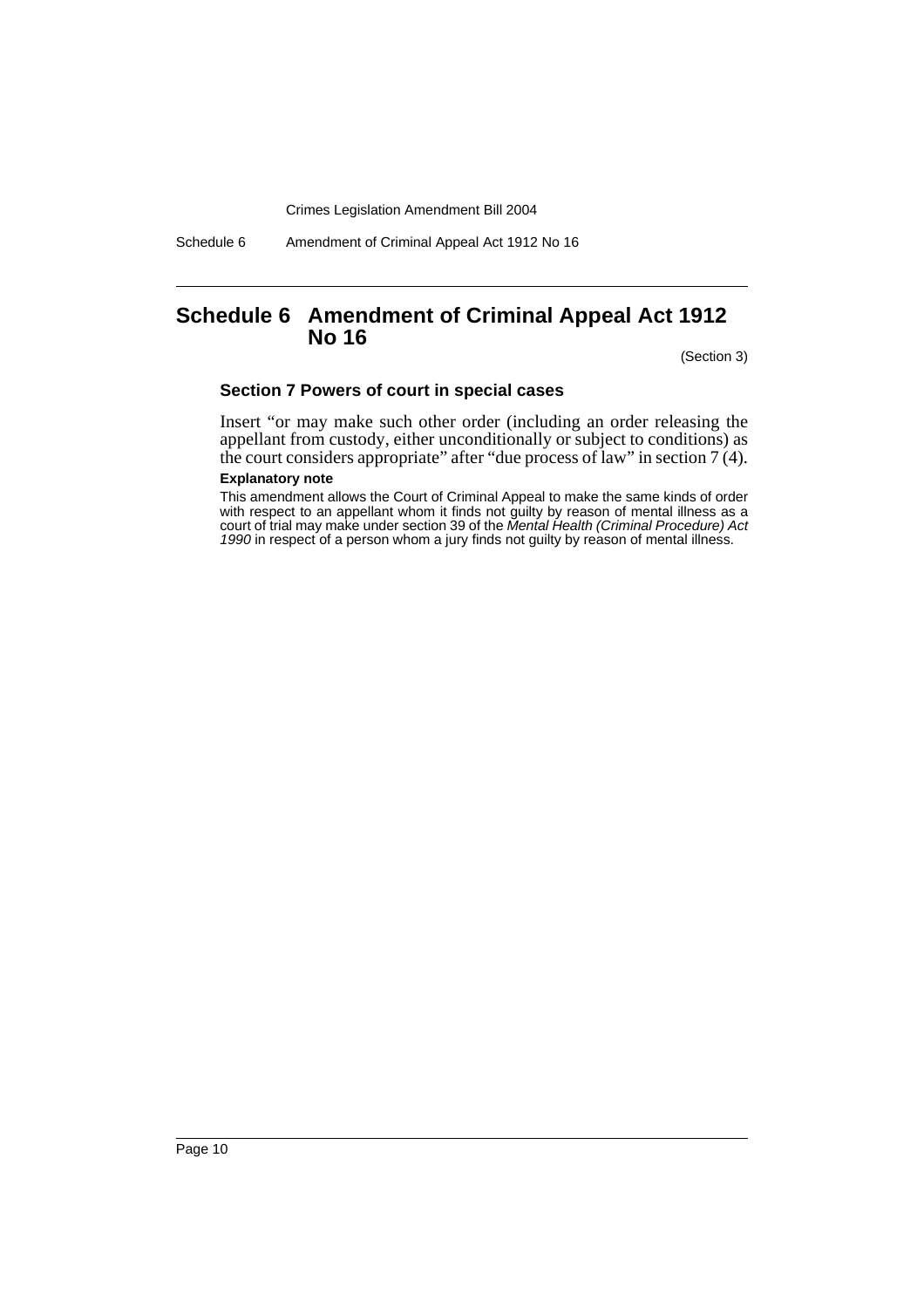# Schedule 6 Amendment of Criminal Appeal Act 1912 No 16

(Section 3)

### Section 7 Powers of court in special cases

Insert "or may make such other order (including an order releasing the appellant from custody, either unconditionally or subject to conditions) as the court considers appropriate" after "due process of law" in section 7 (4).

**Explanatory note**

This amendment allows the Court of Criminal Appeal to make the same kinds of order with respect to an appellant whom it finds not guilty by reason of mental illness as a court of trial may make under section 39 of the *Mental Health (Criminal Procedure) Act 1990* in respect of a person whom a jury finds not guilty by reason of mental illness.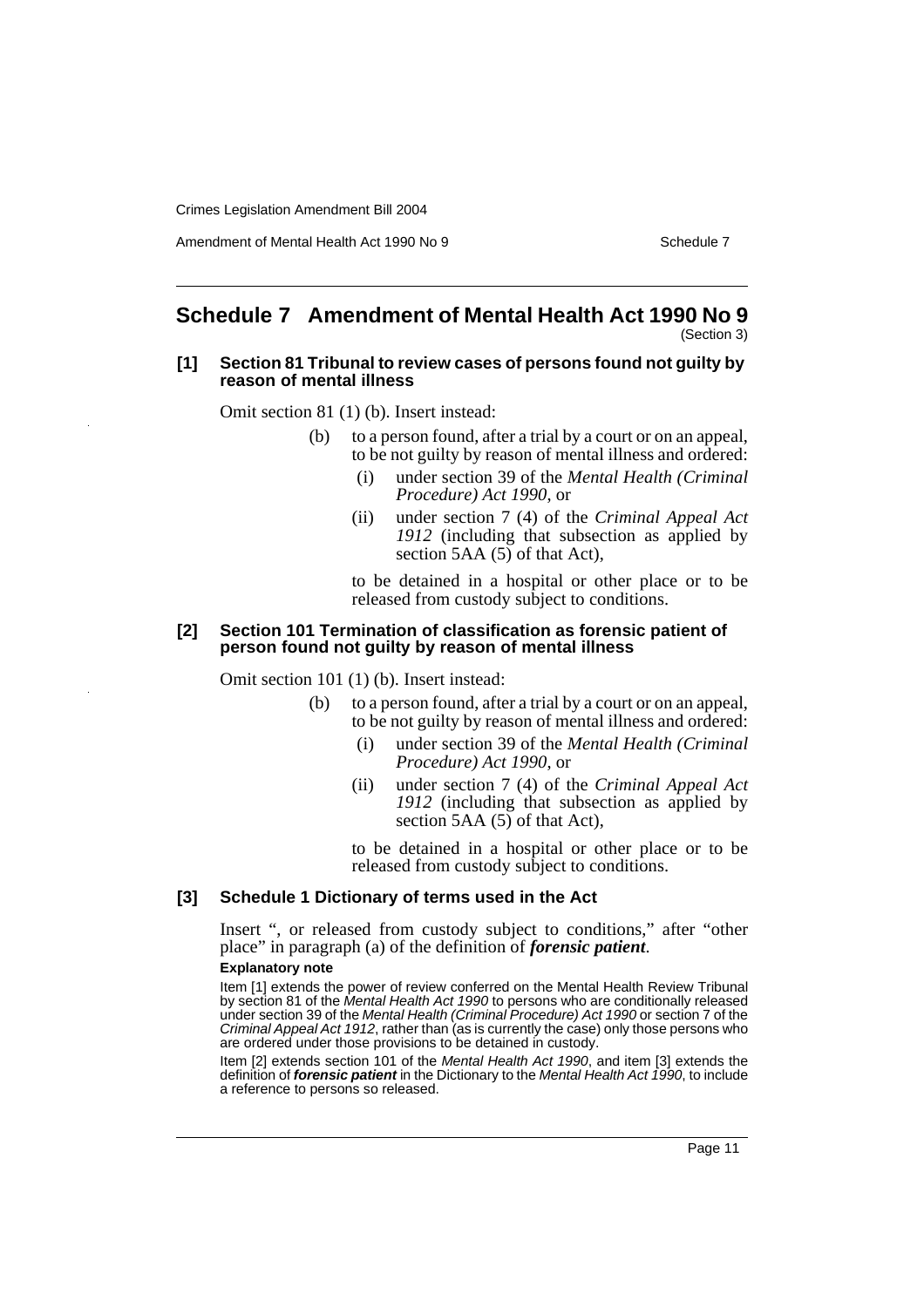# Schedule 7 Amendment of Mental Health Act 1990 No 9

(Section 3)

### [1] Section 81 Tribunal to review cases of persons found not guilty by reason of mental illness

Omit section 81 (1) (b). Insert instead:

> (b) to a person found, after a trial by a court or on an appeal, to be not guilty by reason of mental illness and ordered:
>
> (i) under section 39 of the *Mental Health (Criminal Procedure) Act 1990*, or
>
> (ii) under section 7 (4) of the *Criminal Appeal Act 1912* (including that subsection as applied by section 5AA (5) of that Act),
>
> to be detained in a hospital or other place or to be released from custody subject to conditions.

### [2] Section 101 Termination of classification as forensic patient of person found not guilty by reason of mental illness

Omit section 101 (1) (b). Insert instead:

> (b) to a person found, after a trial by a court or on an appeal, to be not guilty by reason of mental illness and ordered:
>
> (i) under section 39 of the *Mental Health (Criminal Procedure) Act 1990*, or
>
> (ii) under section 7 (4) of the *Criminal Appeal Act 1912* (including that subsection as applied by section 5AA (5) of that Act),
>
> to be detained in a hospital or other place or to be released from custody subject to conditions.

### [3] Schedule 1 Dictionary of terms used in the Act

Insert ", or released from custody subject to conditions," after "other place" in paragraph (a) of the definition of ***forensic patient***.

**Explanatory note**

Item [1] extends the power of review conferred on the Mental Health Review Tribunal by section 81 of the *Mental Health Act 1990* to persons who are conditionally released under section 39 of the *Mental Health (Criminal Procedure) Act 1990* or section 7 of the *Criminal Appeal Act 1912*, rather than (as is currently the case) only those persons who are ordered under those provisions to be detained in custody.

Item [2] extends section 101 of the *Mental Health Act 1990*, and item [3] extends the definition of ***forensic patient*** in the Dictionary to the *Mental Health Act 1990*, to include a reference to persons so released.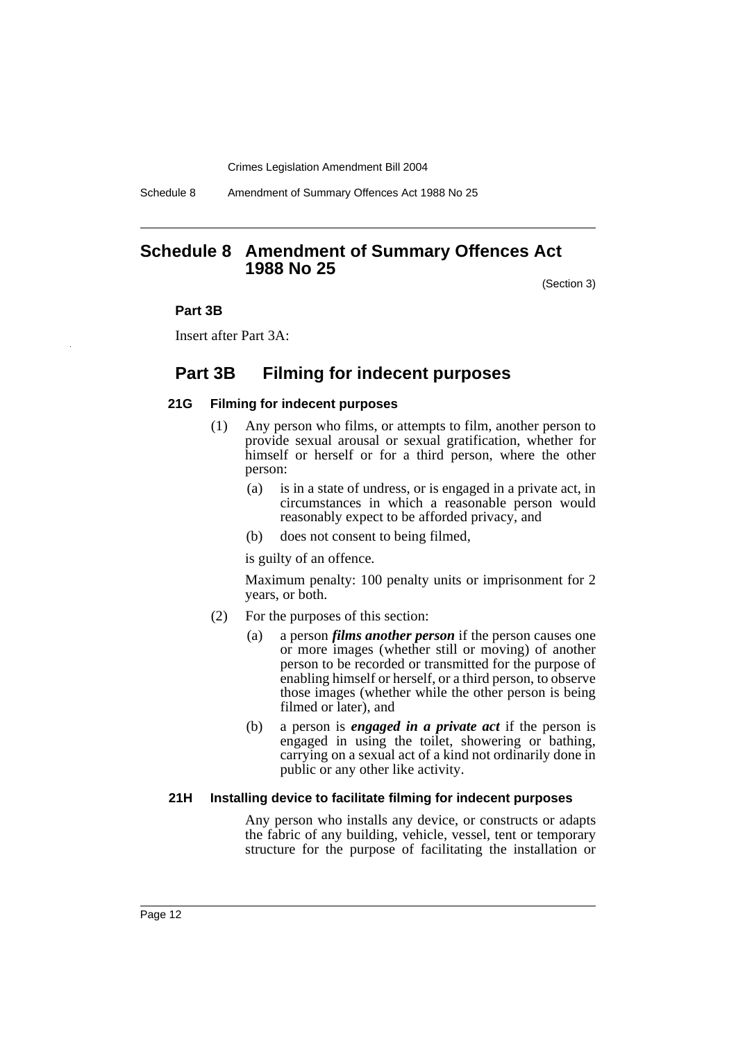# Schedule 8 Amendment of Summary Offences Act 1988 No 25

(Section 3)

**Part 3B**

Insert after Part 3A:

## Part 3B Filming for indecent purposes

### 21G Filming for indecent purposes

(1) Any person who films, or attempts to film, another person to provide sexual arousal or sexual gratification, whether for himself or herself or for a third person, where the other person:

(a) is in a state of undress, or is engaged in a private act, in circumstances in which a reasonable person would reasonably expect to be afforded privacy, and

(b) does not consent to being filmed,

is guilty of an offence.

Maximum penalty: 100 penalty units or imprisonment for 2 years, or both.

(2) For the purposes of this section:

(a) a person ***films another person*** if the person causes one or more images (whether still or moving) of another person to be recorded or transmitted for the purpose of enabling himself or herself, or a third person, to observe those images (whether while the other person is being filmed or later), and

(b) a person is ***engaged in a private act*** if the person is engaged in using the toilet, showering or bathing, carrying on a sexual act of a kind not ordinarily done in public or any other like activity.

### 21H Installing device to facilitate filming for indecent purposes

Any person who installs any device, or constructs or adapts the fabric of any building, vehicle, vessel, tent or temporary structure for the purpose of facilitating the installation or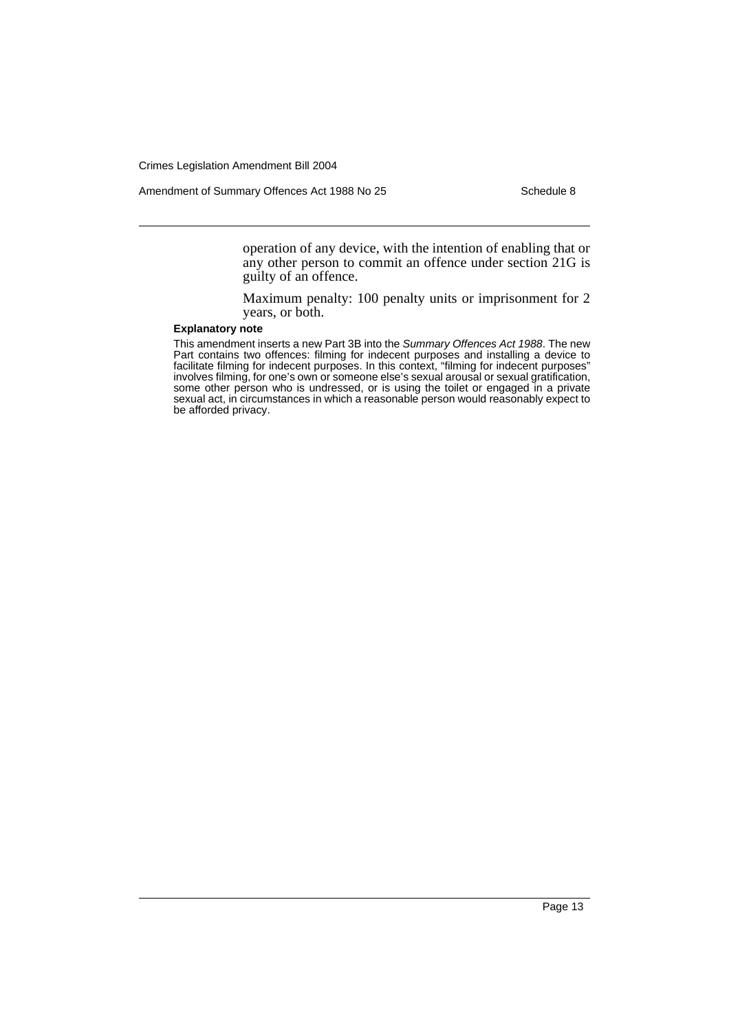operation of any device, with the intention of enabling that or any other person to commit an offence under section 21G is guilty of an offence.

Maximum penalty: 100 penalty units or imprisonment for 2 years, or both.

**Explanatory note**

This amendment inserts a new Part 3B into the *Summary Offences Act 1988*. The new Part contains two offences: filming for indecent purposes and installing a device to facilitate filming for indecent purposes. In this context, "filming for indecent purposes" involves filming, for one's own or someone else's sexual arousal or sexual gratification, some other person who is undressed, or is using the toilet or engaged in a private sexual act, in circumstances in which a reasonable person would reasonably expect to be afforded privacy.